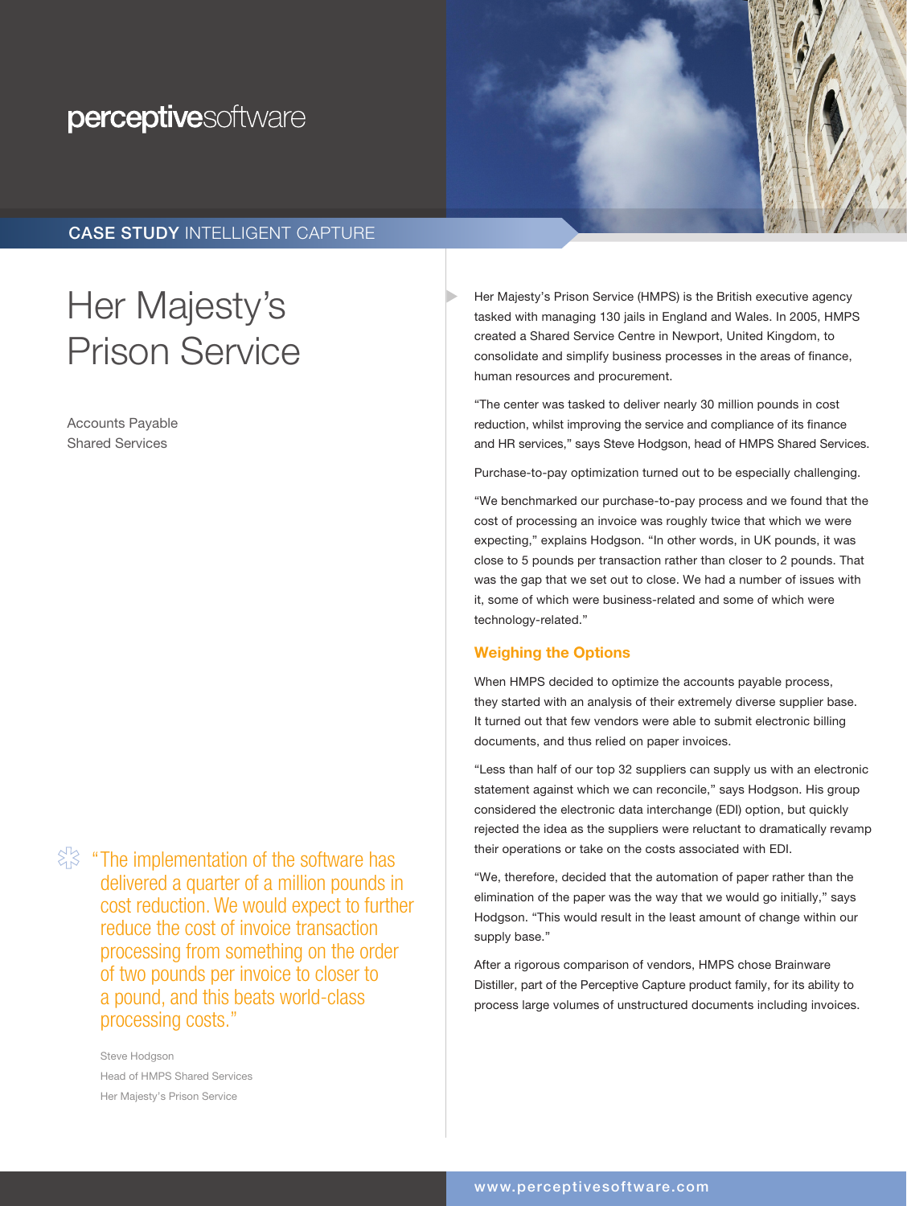perceptivesoftware

**CASE STUDY** INTELLIGENT CAPTURE

# Her Majesty's Prison Service

Accounts Payable
Shared Services

> "The implementation of the software has delivered a quarter of a million pounds in cost reduction. We would expect to further reduce the cost of invoice transaction processing from something on the order of two pounds per invoice to closer to a pound, and this beats world-class processing costs."
>
> Steve Hodgson
> Head of HMPS Shared Services
> Her Majesty's Prison Service

Her Majesty's Prison Service (HMPS) is the British executive agency tasked with managing 130 jails in England and Wales. In 2005, HMPS created a Shared Service Centre in Newport, United Kingdom, to consolidate and simplify business processes in the areas of finance, human resources and procurement.

"The center was tasked to deliver nearly 30 million pounds in cost reduction, whilst improving the service and compliance of its finance and HR services," says Steve Hodgson, head of HMPS Shared Services.

Purchase-to-pay optimization turned out to be especially challenging.

"We benchmarked our purchase-to-pay process and we found that the cost of processing an invoice was roughly twice that which we were expecting," explains Hodgson. "In other words, in UK pounds, it was close to 5 pounds per transaction rather than closer to 2 pounds. That was the gap that we set out to close. We had a number of issues with it, some of which were business-related and some of which were technology-related."

## Weighing the Options

When HMPS decided to optimize the accounts payable process, they started with an analysis of their extremely diverse supplier base. It turned out that few vendors were able to submit electronic billing documents, and thus relied on paper invoices.

"Less than half of our top 32 suppliers can supply us with an electronic statement against which we can reconcile," says Hodgson. His group considered the electronic data interchange (EDI) option, but quickly rejected the idea as the suppliers were reluctant to dramatically revamp their operations or take on the costs associated with EDI.

"We, therefore, decided that the automation of paper rather than the elimination of the paper was the way that we would go initially," says Hodgson. "This would result in the least amount of change within our supply base."

After a rigorous comparison of vendors, HMPS chose Brainware Distiller, part of the Perceptive Capture product family, for its ability to process large volumes of unstructured documents including invoices.

www.perceptivesoftware.com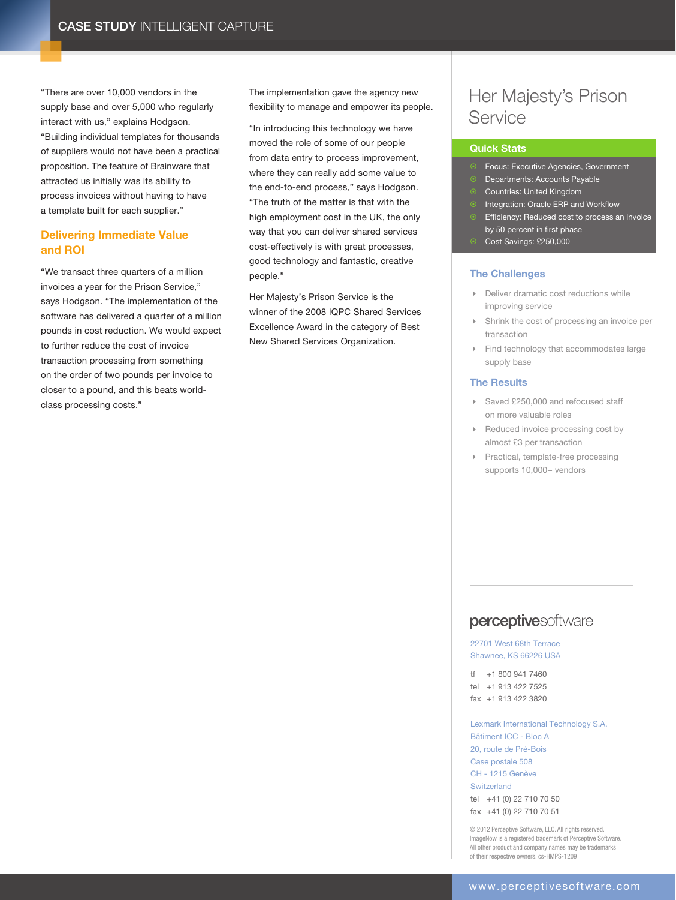"There are over 10,000 vendors in the supply base and over 5,000 who regularly interact with us," explains Hodgson. "Building individual templates for thousands of suppliers would not have been a practical proposition. The feature of Brainware that attracted us initially was its ability to process invoices without having to have a template built for each supplier."

## Delivering Immediate Value and ROI

"We transact three quarters of a million invoices a year for the Prison Service," says Hodgson. "The implementation of the software has delivered a quarter of a million pounds in cost reduction. We would expect to further reduce the cost of invoice transaction processing from something on the order of two pounds per invoice to closer to a pound, and this beats world-class processing costs."

The implementation gave the agency new flexibility to manage and empower its people.

"In introducing this technology we have moved the role of some of our people from data entry to process improvement, where they can really add some value to the end-to-end process," says Hodgson. "The truth of the matter is that with the high employment cost in the UK, the only way that you can deliver shared services cost-effectively is with great processes, good technology and fantastic, creative people."

Her Majesty's Prison Service is the winner of the 2008 IQPC Shared Services Excellence Award in the category of Best New Shared Services Organization.

# Her Majesty's Prison Service

## Quick Stats

- Focus: Executive Agencies, Government
- Departments: Accounts Payable
- Countries: United Kingdom
- Integration: Oracle ERP and Workflow
- Efficiency: Reduced cost to process an invoice by 50 percent in first phase
- Cost Savings: £250,000

## The Challenges

- Deliver dramatic cost reductions while improving service
- Shrink the cost of processing an invoice per transaction
- Find technology that accommodates large supply base

## The Results

- Saved £250,000 and refocused staff on more valuable roles
- Reduced invoice processing cost by almost £3 per transaction
- Practical, template-free processing supports 10,000+ vendors

**perceptive**software

22701 West 68th Terrace
Shawnee, KS 66226 USA

tf +1 800 941 7460
tel +1 913 422 7525
fax +1 913 422 3820

Lexmark International Technology S.A.
Bâtiment ICC - Bloc A
20, route de Pré-Bois
Case postale 508
CH - 1215 Genève
Switzerland
tel +41 (0) 22 710 70 50
fax +41 (0) 22 710 70 51

© 2012 Perceptive Software, LLC. All rights reserved. ImageNow is a registered trademark of Perceptive Software. All other product and company names may be trademarks of their respective owners. cs-HMPS-1209

www.perceptivesoftware.com